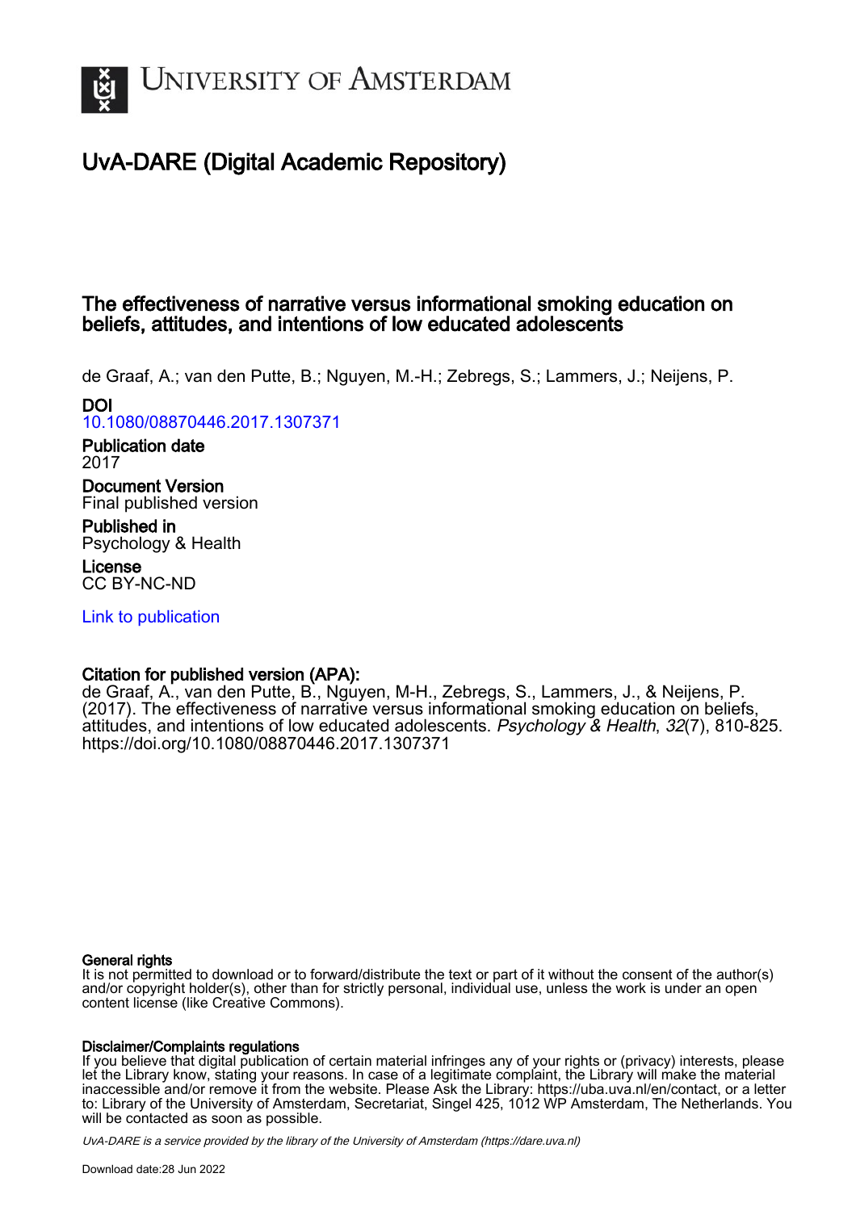# UvA-DARE (Digital Academic Repository)

## The effectiveness of narrative versus informational smoking education on beliefs, attitudes, and intentions of low educated adolescents

de Graaf, A.; van den Putte, B.; Nguyen, M.-H.; Zebregs, S.; Lammers, J.; Neijens, P.

**DOI**
10.1080/08870446.2017.1307371

**Publication date**
2017

**Document Version**
Final published version

**Published in**
Psychology & Health

**License**
CC BY-NC-ND

Link to publication

**Citation for published version (APA):**
de Graaf, A., van den Putte, B., Nguyen, M-H., Zebregs, S., Lammers, J., & Neijens, P. (2017). The effectiveness of narrative versus informational smoking education on beliefs, attitudes, and intentions of low educated adolescents. *Psychology & Health*, *32*(7), 810-825. https://doi.org/10.1080/08870446.2017.1307371

**General rights**
It is not permitted to download or to forward/distribute the text or part of it without the consent of the author(s) and/or copyright holder(s), other than for strictly personal, individual use, unless the work is under an open content license (like Creative Commons).

**Disclaimer/Complaints regulations**
If you believe that digital publication of certain material infringes any of your rights or (privacy) interests, please let the Library know, stating your reasons. In case of a legitimate complaint, the Library will make the material inaccessible and/or remove it from the website. Please Ask the Library: https://uba.uva.nl/en/contact, or a letter to: Library of the University of Amsterdam, Secretariat, Singel 425, 1012 WP Amsterdam, The Netherlands. You will be contacted as soon as possible.

UvA-DARE is a service provided by the library of the University of Amsterdam (https://dare.uva.nl)

Download date:28 Jun 2022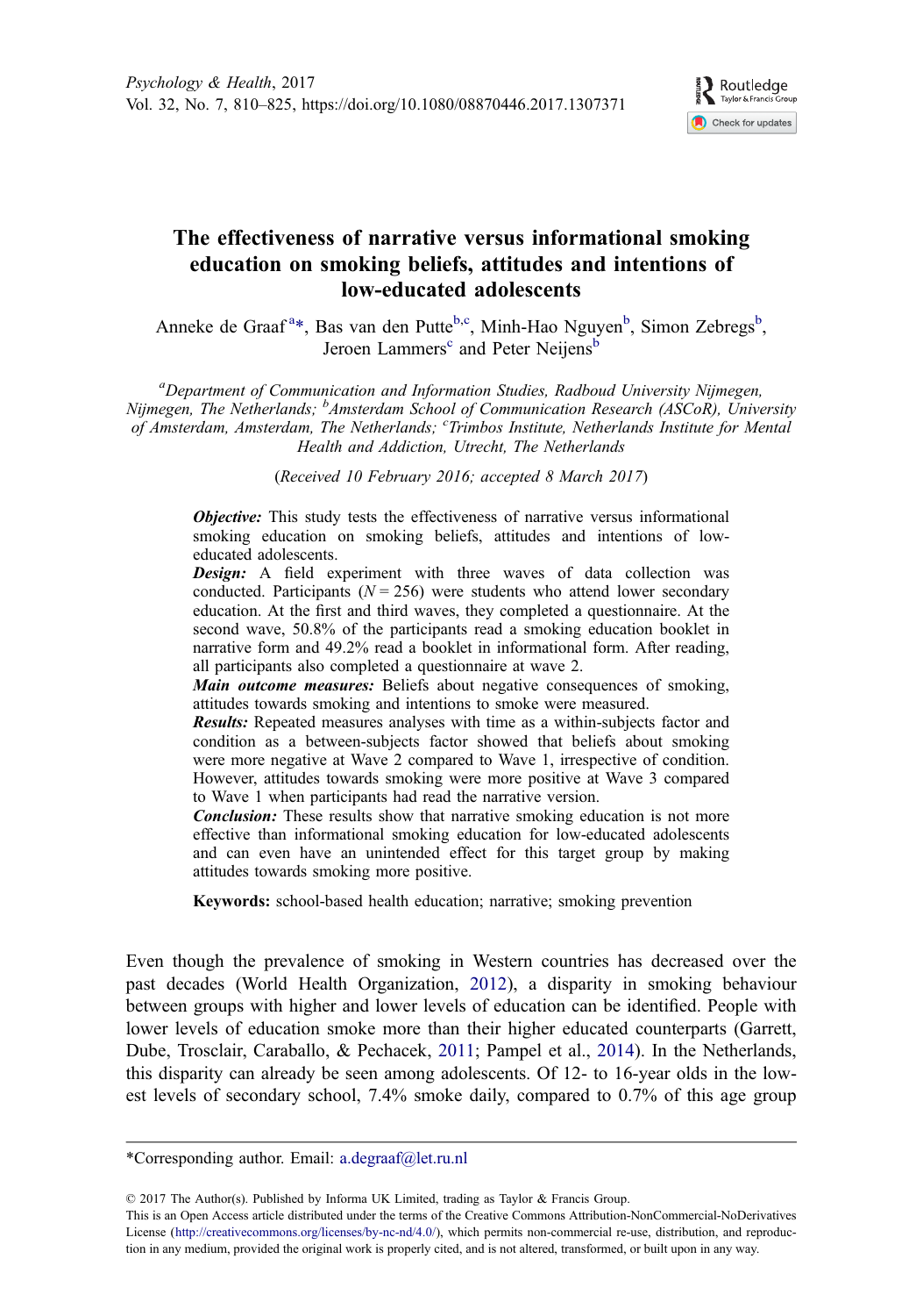# The effectiveness of narrative versus informational smoking education on smoking beliefs, attitudes and intentions of low-educated adolescents

Anneke de Graaf[a]*, Bas van den Putte[b,c], Minh-Hao Nguyen[b], Simon Zebregs[b], Jeroen Lammers[c] and Peter Neijens[b]

*[a]Department of Communication and Information Studies, Radboud University Nijmegen, Nijmegen, The Netherlands; [b]Amsterdam School of Communication Research (ASCoR), University of Amsterdam, Amsterdam, The Netherlands; [c]Trimbos Institute, Netherlands Institute for Mental Health and Addiction, Utrecht, The Netherlands*

(*Received 10 February 2016; accepted 8 March 2017*)

***Objective:*** This study tests the effectiveness of narrative versus informational smoking education on smoking beliefs, attitudes and intentions of low-educated adolescents.

***Design:*** A field experiment with three waves of data collection was conducted. Participants ($N = 256$) were students who attend lower secondary education. At the first and third waves, they completed a questionnaire. At the second wave, 50.8% of the participants read a smoking education booklet in narrative form and 49.2% read a booklet in informational form. After reading, all participants also completed a questionnaire at wave 2.

***Main outcome measures:*** Beliefs about negative consequences of smoking, attitudes towards smoking and intentions to smoke were measured.

***Results:*** Repeated measures analyses with time as a within-subjects factor and condition as a between-subjects factor showed that beliefs about smoking were more negative at Wave 2 compared to Wave 1, irrespective of condition. However, attitudes towards smoking were more positive at Wave 3 compared to Wave 1 when participants had read the narrative version.

***Conclusion:*** These results show that narrative smoking education is not more effective than informational smoking education for low-educated adolescents and can even have an unintended effect for this target group by making attitudes towards smoking more positive.

**Keywords:** school-based health education; narrative; smoking prevention

Even though the prevalence of smoking in Western countries has decreased over the past decades (World Health Organization, 2012), a disparity in smoking behaviour between groups with higher and lower levels of education can be identified. People with lower levels of education smoke more than their higher educated counterparts (Garrett, Dube, Trosclair, Caraballo, & Pechacek, 2011; Pampel et al., 2014). In the Netherlands, this disparity can already be seen among adolescents. Of 12- to 16-year olds in the lowest levels of secondary school, 7.4% smoke daily, compared to 0.7% of this age group

---

*Corresponding author. Email: a.degraaf@let.ru.nl

© 2017 The Author(s). Published by Informa UK Limited, trading as Taylor & Francis Group.
This is an Open Access article distributed under the terms of the Creative Commons Attribution-NonCommercial-NoDerivatives License (http://creativecommons.org/licenses/by-nc-nd/4.0/), which permits non-commercial re-use, distribution, and reproduction in any medium, provided the original work is properly cited, and is not altered, transformed, or built upon in any way.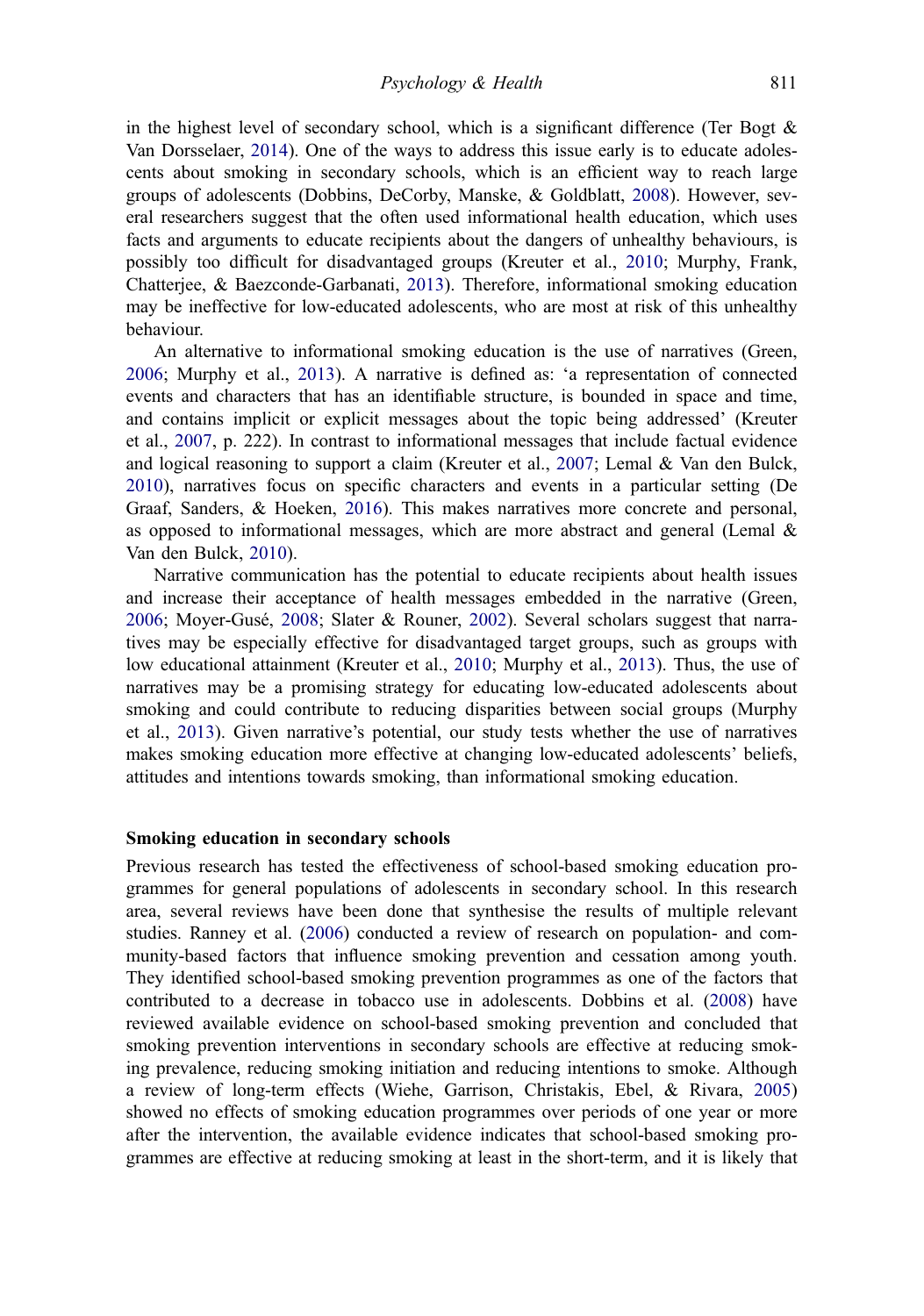in the highest level of secondary school, which is a significant difference (Ter Bogt & Van Dorsselaer, 2014). One of the ways to address this issue early is to educate adolescents about smoking in secondary schools, which is an efficient way to reach large groups of adolescents (Dobbins, DeCorby, Manske, & Goldblatt, 2008). However, several researchers suggest that the often used informational health education, which uses facts and arguments to educate recipients about the dangers of unhealthy behaviours, is possibly too difficult for disadvantaged groups (Kreuter et al., 2010; Murphy, Frank, Chatterjee, & Baezconde-Garbanati, 2013). Therefore, informational smoking education may be ineffective for low-educated adolescents, who are most at risk of this unhealthy behaviour.

An alternative to informational smoking education is the use of narratives (Green, 2006; Murphy et al., 2013). A narrative is defined as: 'a representation of connected events and characters that has an identifiable structure, is bounded in space and time, and contains implicit or explicit messages about the topic being addressed' (Kreuter et al., 2007, p. 222). In contrast to informational messages that include factual evidence and logical reasoning to support a claim (Kreuter et al., 2007; Lemal & Van den Bulck, 2010), narratives focus on specific characters and events in a particular setting (De Graaf, Sanders, & Hoeken, 2016). This makes narratives more concrete and personal, as opposed to informational messages, which are more abstract and general (Lemal & Van den Bulck, 2010).

Narrative communication has the potential to educate recipients about health issues and increase their acceptance of health messages embedded in the narrative (Green, 2006; Moyer-Gusé, 2008; Slater & Rouner, 2002). Several scholars suggest that narratives may be especially effective for disadvantaged target groups, such as groups with low educational attainment (Kreuter et al., 2010; Murphy et al., 2013). Thus, the use of narratives may be a promising strategy for educating low-educated adolescents about smoking and could contribute to reducing disparities between social groups (Murphy et al., 2013). Given narrative's potential, our study tests whether the use of narratives makes smoking education more effective at changing low-educated adolescents' beliefs, attitudes and intentions towards smoking, than informational smoking education.

### Smoking education in secondary schools

Previous research has tested the effectiveness of school-based smoking education programmes for general populations of adolescents in secondary school. In this research area, several reviews have been done that synthesise the results of multiple relevant studies. Ranney et al. (2006) conducted a review of research on population- and community-based factors that influence smoking prevention and cessation among youth. They identified school-based smoking prevention programmes as one of the factors that contributed to a decrease in tobacco use in adolescents. Dobbins et al. (2008) have reviewed available evidence on school-based smoking prevention and concluded that smoking prevention interventions in secondary schools are effective at reducing smoking prevalence, reducing smoking initiation and reducing intentions to smoke. Although a review of long-term effects (Wiehe, Garrison, Christakis, Ebel, & Rivara, 2005) showed no effects of smoking education programmes over periods of one year or more after the intervention, the available evidence indicates that school-based smoking programmes are effective at reducing smoking at least in the short-term, and it is likely that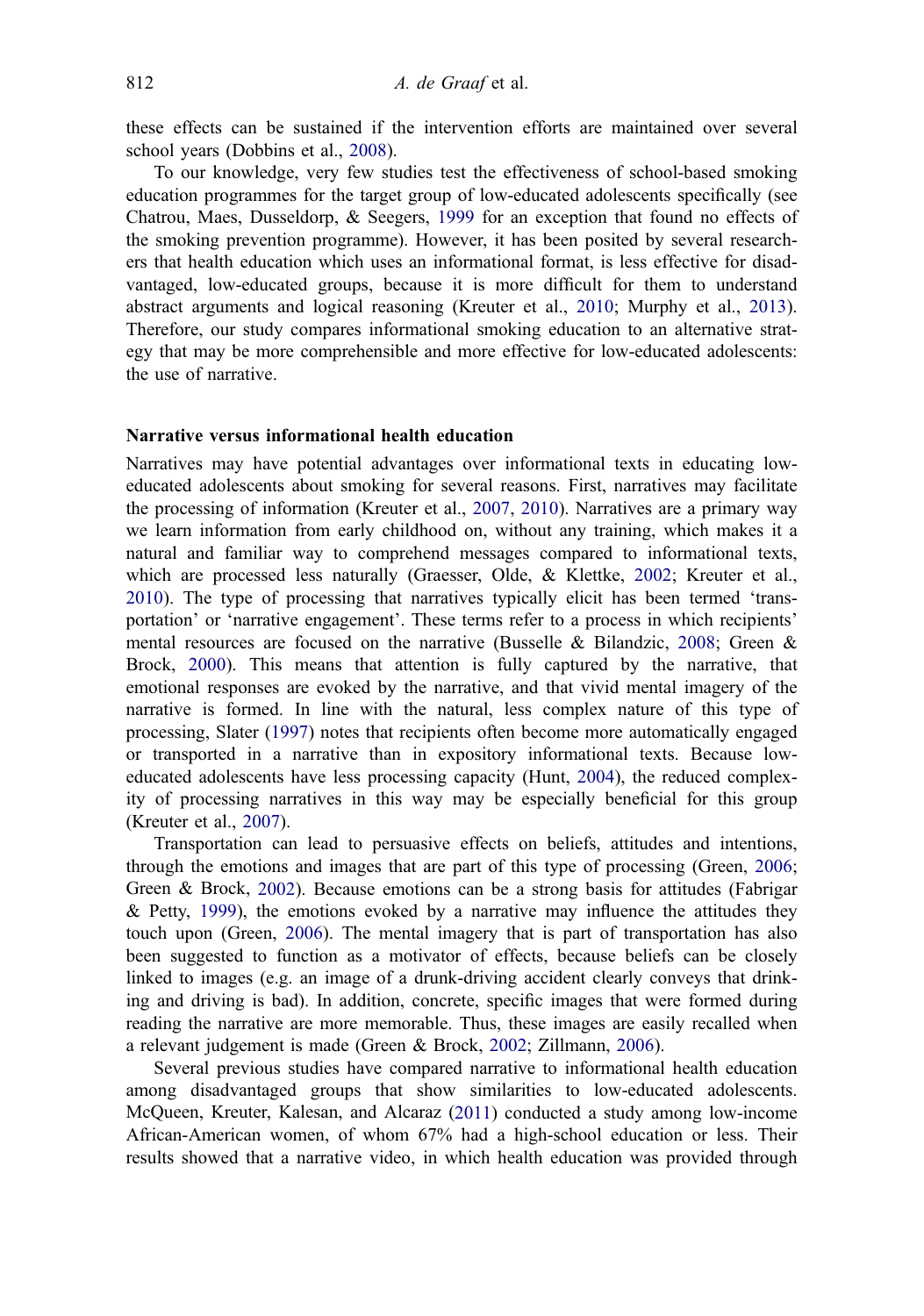these effects can be sustained if the intervention efforts are maintained over several school years (Dobbins et al., 2008).

To our knowledge, very few studies test the effectiveness of school-based smoking education programmes for the target group of low-educated adolescents specifically (see Chatrou, Maes, Dusseldorp, & Seegers, 1999 for an exception that found no effects of the smoking prevention programme). However, it has been posited by several researchers that health education which uses an informational format, is less effective for disadvantaged, low-educated groups, because it is more difficult for them to understand abstract arguments and logical reasoning (Kreuter et al., 2010; Murphy et al., 2013). Therefore, our study compares informational smoking education to an alternative strategy that may be more comprehensible and more effective for low-educated adolescents: the use of narrative.

## Narrative versus informational health education

Narratives may have potential advantages over informational texts in educating low-educated adolescents about smoking for several reasons. First, narratives may facilitate the processing of information (Kreuter et al., 2007, 2010). Narratives are a primary way we learn information from early childhood on, without any training, which makes it a natural and familiar way to comprehend messages compared to informational texts, which are processed less naturally (Graesser, Olde, & Klettke, 2002; Kreuter et al., 2010). The type of processing that narratives typically elicit has been termed 'transportation' or 'narrative engagement'. These terms refer to a process in which recipients' mental resources are focused on the narrative (Busselle & Bilandzic, 2008; Green & Brock, 2000). This means that attention is fully captured by the narrative, that emotional responses are evoked by the narrative, and that vivid mental imagery of the narrative is formed. In line with the natural, less complex nature of this type of processing, Slater (1997) notes that recipients often become more automatically engaged or transported in a narrative than in expository informational texts. Because low-educated adolescents have less processing capacity (Hunt, 2004), the reduced complexity of processing narratives in this way may be especially beneficial for this group (Kreuter et al., 2007).

Transportation can lead to persuasive effects on beliefs, attitudes and intentions, through the emotions and images that are part of this type of processing (Green, 2006; Green & Brock, 2002). Because emotions can be a strong basis for attitudes (Fabrigar & Petty, 1999), the emotions evoked by a narrative may influence the attitudes they touch upon (Green, 2006). The mental imagery that is part of transportation has also been suggested to function as a motivator of effects, because beliefs can be closely linked to images (e.g. an image of a drunk-driving accident clearly conveys that drinking and driving is bad). In addition, concrete, specific images that were formed during reading the narrative are more memorable. Thus, these images are easily recalled when a relevant judgement is made (Green & Brock, 2002; Zillmann, 2006).

Several previous studies have compared narrative to informational health education among disadvantaged groups that show similarities to low-educated adolescents. McQueen, Kreuter, Kalesan, and Alcaraz (2011) conducted a study among low-income African-American women, of whom 67% had a high-school education or less. Their results showed that a narrative video, in which health education was provided through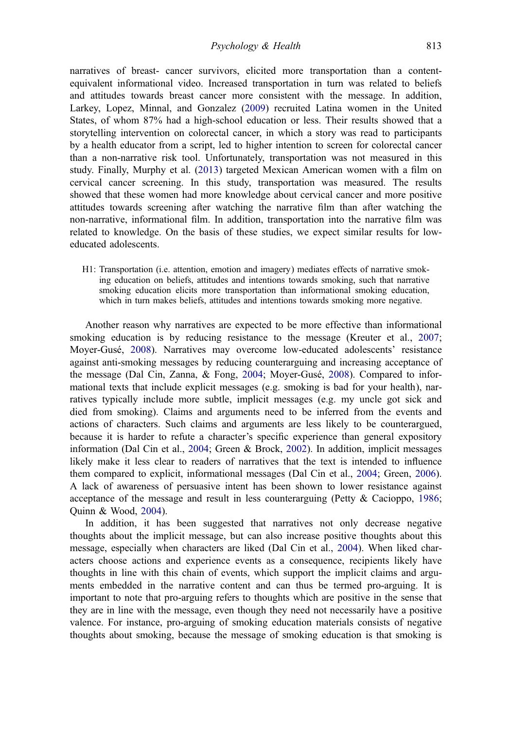narratives of breast- cancer survivors, elicited more transportation than a content-equivalent informational video. Increased transportation in turn was related to beliefs and attitudes towards breast cancer more consistent with the message. In addition, Larkey, Lopez, Minnal, and Gonzalez (2009) recruited Latina women in the United States, of whom 87% had a high-school education or less. Their results showed that a storytelling intervention on colorectal cancer, in which a story was read to participants by a health educator from a script, led to higher intention to screen for colorectal cancer than a non-narrative risk tool. Unfortunately, transportation was not measured in this study. Finally, Murphy et al. (2013) targeted Mexican American women with a film on cervical cancer screening. In this study, transportation was measured. The results showed that these women had more knowledge about cervical cancer and more positive attitudes towards screening after watching the narrative film than after watching the non-narrative, informational film. In addition, transportation into the narrative film was related to knowledge. On the basis of these studies, we expect similar results for low-educated adolescents.

> H1: Transportation (i.e. attention, emotion and imagery) mediates effects of narrative smoking education on beliefs, attitudes and intentions towards smoking, such that narrative smoking education elicits more transportation than informational smoking education, which in turn makes beliefs, attitudes and intentions towards smoking more negative.

Another reason why narratives are expected to be more effective than informational smoking education is by reducing resistance to the message (Kreuter et al., 2007; Moyer-Gusé, 2008). Narratives may overcome low-educated adolescents' resistance against anti-smoking messages by reducing counterarguing and increasing acceptance of the message (Dal Cin, Zanna, & Fong, 2004; Moyer-Gusé, 2008). Compared to informational texts that include explicit messages (e.g. smoking is bad for your health), narratives typically include more subtle, implicit messages (e.g. my uncle got sick and died from smoking). Claims and arguments need to be inferred from the events and actions of characters. Such claims and arguments are less likely to be counterargued, because it is harder to refute a character's specific experience than general expository information (Dal Cin et al., 2004; Green & Brock, 2002). In addition, implicit messages likely make it less clear to readers of narratives that the text is intended to influence them compared to explicit, informational messages (Dal Cin et al., 2004; Green, 2006). A lack of awareness of persuasive intent has been shown to lower resistance against acceptance of the message and result in less counterarguing (Petty & Cacioppo, 1986; Quinn & Wood, 2004).

In addition, it has been suggested that narratives not only decrease negative thoughts about the implicit message, but can also increase positive thoughts about this message, especially when characters are liked (Dal Cin et al., 2004). When liked characters choose actions and experience events as a consequence, recipients likely have thoughts in line with this chain of events, which support the implicit claims and arguments embedded in the narrative content and can thus be termed pro-arguing. It is important to note that pro-arguing refers to thoughts which are positive in the sense that they are in line with the message, even though they need not necessarily have a positive valence. For instance, pro-arguing of smoking education materials consists of negative thoughts about smoking, because the message of smoking education is that smoking is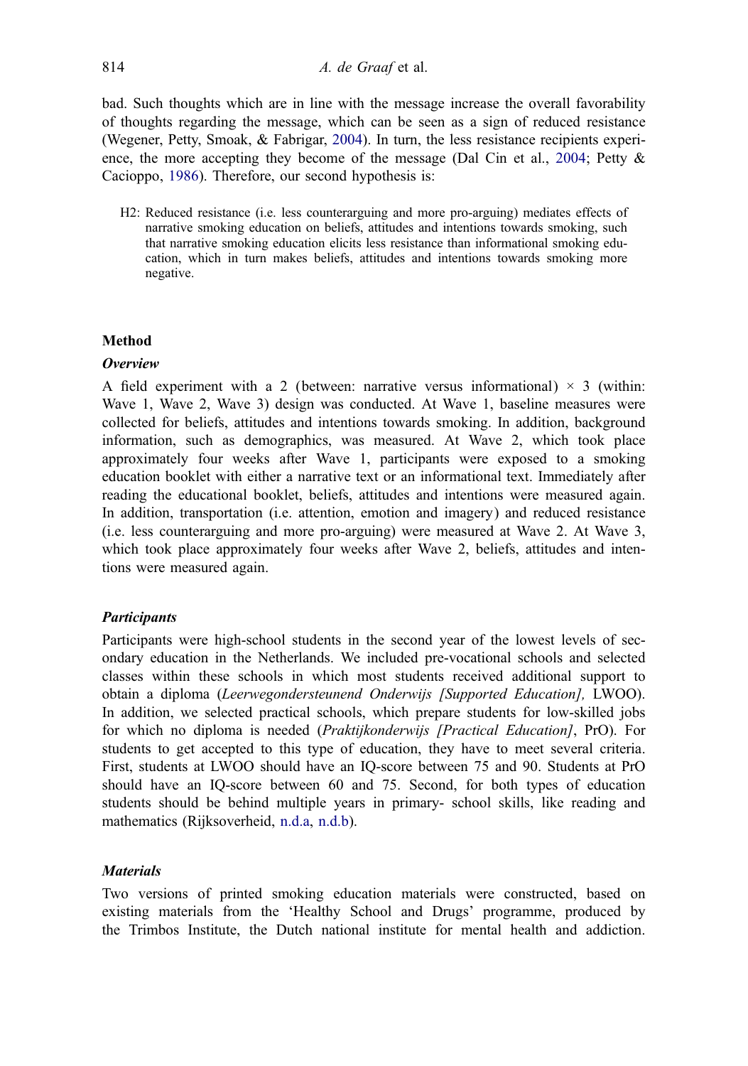bad. Such thoughts which are in line with the message increase the overall favorability of thoughts regarding the message, which can be seen as a sign of reduced resistance (Wegener, Petty, Smoak, & Fabrigar, 2004). In turn, the less resistance recipients experience, the more accepting they become of the message (Dal Cin et al., 2004; Petty & Cacioppo, 1986). Therefore, our second hypothesis is:

> H2: Reduced resistance (i.e. less counterarguing and more pro-arguing) mediates effects of narrative smoking education on beliefs, attitudes and intentions towards smoking, such that narrative smoking education elicits less resistance than informational smoking education, which in turn makes beliefs, attitudes and intentions towards smoking more negative.

## Method

### *Overview*

A field experiment with a 2 (between: narrative versus informational) × 3 (within: Wave 1, Wave 2, Wave 3) design was conducted. At Wave 1, baseline measures were collected for beliefs, attitudes and intentions towards smoking. In addition, background information, such as demographics, was measured. At Wave 2, which took place approximately four weeks after Wave 1, participants were exposed to a smoking education booklet with either a narrative text or an informational text. Immediately after reading the educational booklet, beliefs, attitudes and intentions were measured again. In addition, transportation (i.e. attention, emotion and imagery) and reduced resistance (i.e. less counterarguing and more pro-arguing) were measured at Wave 2. At Wave 3, which took place approximately four weeks after Wave 2, beliefs, attitudes and intentions were measured again.

### *Participants*

Participants were high-school students in the second year of the lowest levels of secondary education in the Netherlands. We included pre-vocational schools and selected classes within these schools in which most students received additional support to obtain a diploma (*Leerwegondersteunend Onderwijs [Supported Education],* LWOO). In addition, we selected practical schools, which prepare students for low-skilled jobs for which no diploma is needed (*Praktijkonderwijs [Practical Education]*, PrO). For students to get accepted to this type of education, they have to meet several criteria. First, students at LWOO should have an IQ-score between 75 and 90. Students at PrO should have an IQ-score between 60 and 75. Second, for both types of education students should be behind multiple years in primary- school skills, like reading and mathematics (Rijksoverheid, n.d.a, n.d.b).

### *Materials*

Two versions of printed smoking education materials were constructed, based on existing materials from the 'Healthy School and Drugs' programme, produced by the Trimbos Institute, the Dutch national institute for mental health and addiction.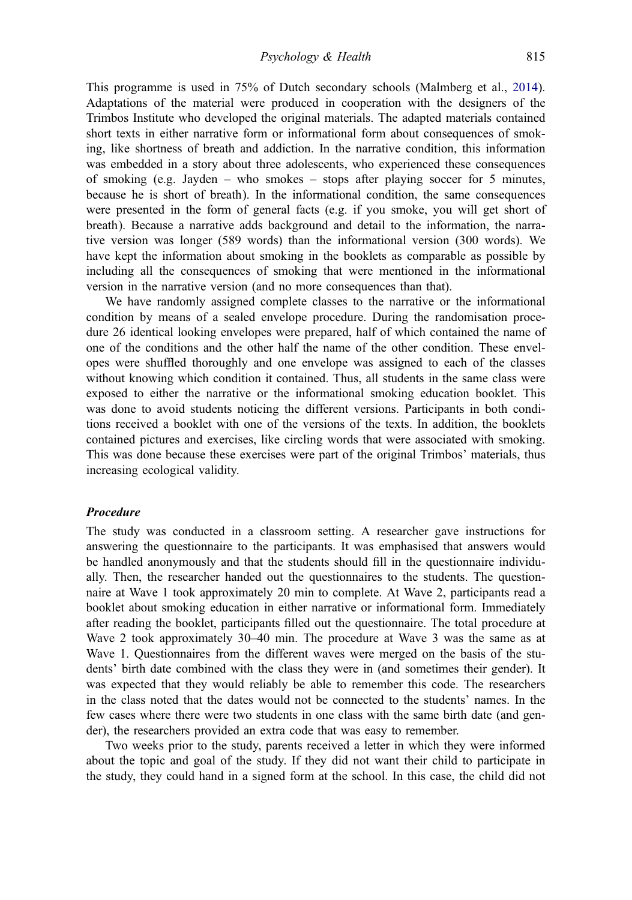This programme is used in 75% of Dutch secondary schools (Malmberg et al., 2014). Adaptations of the material were produced in cooperation with the designers of the Trimbos Institute who developed the original materials. The adapted materials contained short texts in either narrative form or informational form about consequences of smoking, like shortness of breath and addiction. In the narrative condition, this information was embedded in a story about three adolescents, who experienced these consequences of smoking (e.g. Jayden – who smokes – stops after playing soccer for 5 minutes, because he is short of breath). In the informational condition, the same consequences were presented in the form of general facts (e.g. if you smoke, you will get short of breath). Because a narrative adds background and detail to the information, the narrative version was longer (589 words) than the informational version (300 words). We have kept the information about smoking in the booklets as comparable as possible by including all the consequences of smoking that were mentioned in the informational version in the narrative version (and no more consequences than that).

We have randomly assigned complete classes to the narrative or the informational condition by means of a sealed envelope procedure. During the randomisation procedure 26 identical looking envelopes were prepared, half of which contained the name of one of the conditions and the other half the name of the other condition. These envelopes were shuffled thoroughly and one envelope was assigned to each of the classes without knowing which condition it contained. Thus, all students in the same class were exposed to either the narrative or the informational smoking education booklet. This was done to avoid students noticing the different versions. Participants in both conditions received a booklet with one of the versions of the texts. In addition, the booklets contained pictures and exercises, like circling words that were associated with smoking. This was done because these exercises were part of the original Trimbos' materials, thus increasing ecological validity.

### *Procedure*

The study was conducted in a classroom setting. A researcher gave instructions for answering the questionnaire to the participants. It was emphasised that answers would be handled anonymously and that the students should fill in the questionnaire individually. Then, the researcher handed out the questionnaires to the students. The questionnaire at Wave 1 took approximately 20 min to complete. At Wave 2, participants read a booklet about smoking education in either narrative or informational form. Immediately after reading the booklet, participants filled out the questionnaire. The total procedure at Wave 2 took approximately 30–40 min. The procedure at Wave 3 was the same as at Wave 1. Questionnaires from the different waves were merged on the basis of the students' birth date combined with the class they were in (and sometimes their gender). It was expected that they would reliably be able to remember this code. The researchers in the class noted that the dates would not be connected to the students' names. In the few cases where there were two students in one class with the same birth date (and gender), the researchers provided an extra code that was easy to remember.

Two weeks prior to the study, parents received a letter in which they were informed about the topic and goal of the study. If they did not want their child to participate in the study, they could hand in a signed form at the school. In this case, the child did not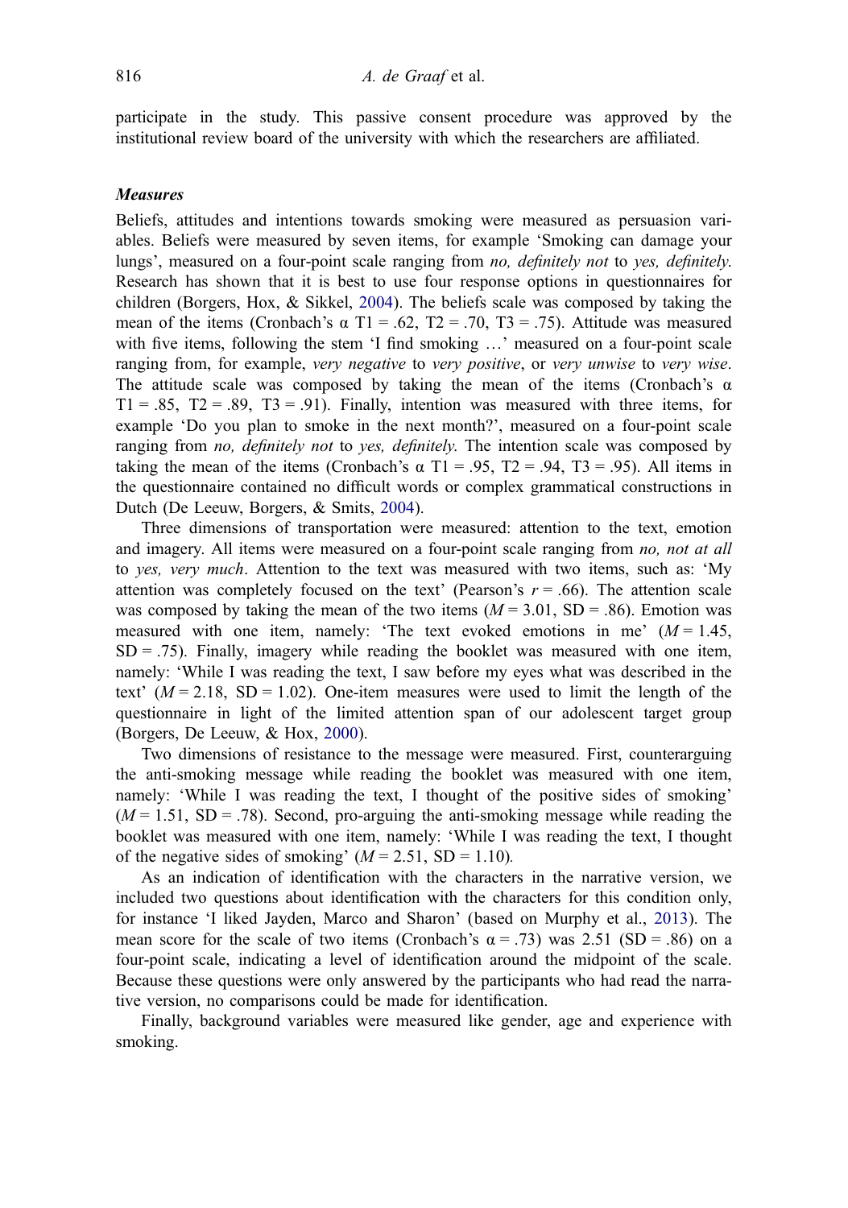participate in the study. This passive consent procedure was approved by the institutional review board of the university with which the researchers are affiliated.

### *Measures*

Beliefs, attitudes and intentions towards smoking were measured as persuasion variables. Beliefs were measured by seven items, for example 'Smoking can damage your lungs', measured on a four-point scale ranging from *no, definitely not* to *yes, definitely.* Research has shown that it is best to use four response options in questionnaires for children (Borgers, Hox, & Sikkel, 2004). The beliefs scale was composed by taking the mean of the items (Cronbach's α T1 = .62, T2 = .70, T3 = .75). Attitude was measured with five items, following the stem 'I find smoking …' measured on a four-point scale ranging from, for example, *very negative* to *very positive*, or *very unwise* to *very wise*. The attitude scale was composed by taking the mean of the items (Cronbach's α T1 = .85, T2 = .89, T3 = .91). Finally, intention was measured with three items, for example 'Do you plan to smoke in the next month?', measured on a four-point scale ranging from *no, definitely not* to *yes, definitely.* The intention scale was composed by taking the mean of the items (Cronbach's α T1 = .95, T2 = .94, T3 = .95). All items in the questionnaire contained no difficult words or complex grammatical constructions in Dutch (De Leeuw, Borgers, & Smits, 2004).

Three dimensions of transportation were measured: attention to the text, emotion and imagery. All items were measured on a four-point scale ranging from *no, not at all* to *yes, very much*. Attention to the text was measured with two items, such as: 'My attention was completely focused on the text' (Pearson's $r = .66$). The attention scale was composed by taking the mean of the two items ($M = 3.01$, SD = .86). Emotion was measured with one item, namely: 'The text evoked emotions in me' ($M = 1.45$, SD = .75). Finally, imagery while reading the booklet was measured with one item, namely: 'While I was reading the text, I saw before my eyes what was described in the text' ($M = 2.18$, SD = 1.02). One-item measures were used to limit the length of the questionnaire in light of the limited attention span of our adolescent target group (Borgers, De Leeuw, & Hox, 2000).

Two dimensions of resistance to the message were measured. First, counterarguing the anti-smoking message while reading the booklet was measured with one item, namely: 'While I was reading the text, I thought of the positive sides of smoking' ($M = 1.51$, SD = .78). Second, pro-arguing the anti-smoking message while reading the booklet was measured with one item, namely: 'While I was reading the text, I thought of the negative sides of smoking' ($M = 2.51$, SD = 1.10).

As an indication of identification with the characters in the narrative version, we included two questions about identification with the characters for this condition only, for instance 'I liked Jayden, Marco and Sharon' (based on Murphy et al., 2013). The mean score for the scale of two items (Cronbach's α = .73) was 2.51 (SD = .86) on a four-point scale, indicating a level of identification around the midpoint of the scale. Because these questions were only answered by the participants who had read the narrative version, no comparisons could be made for identification.

Finally, background variables were measured like gender, age and experience with smoking.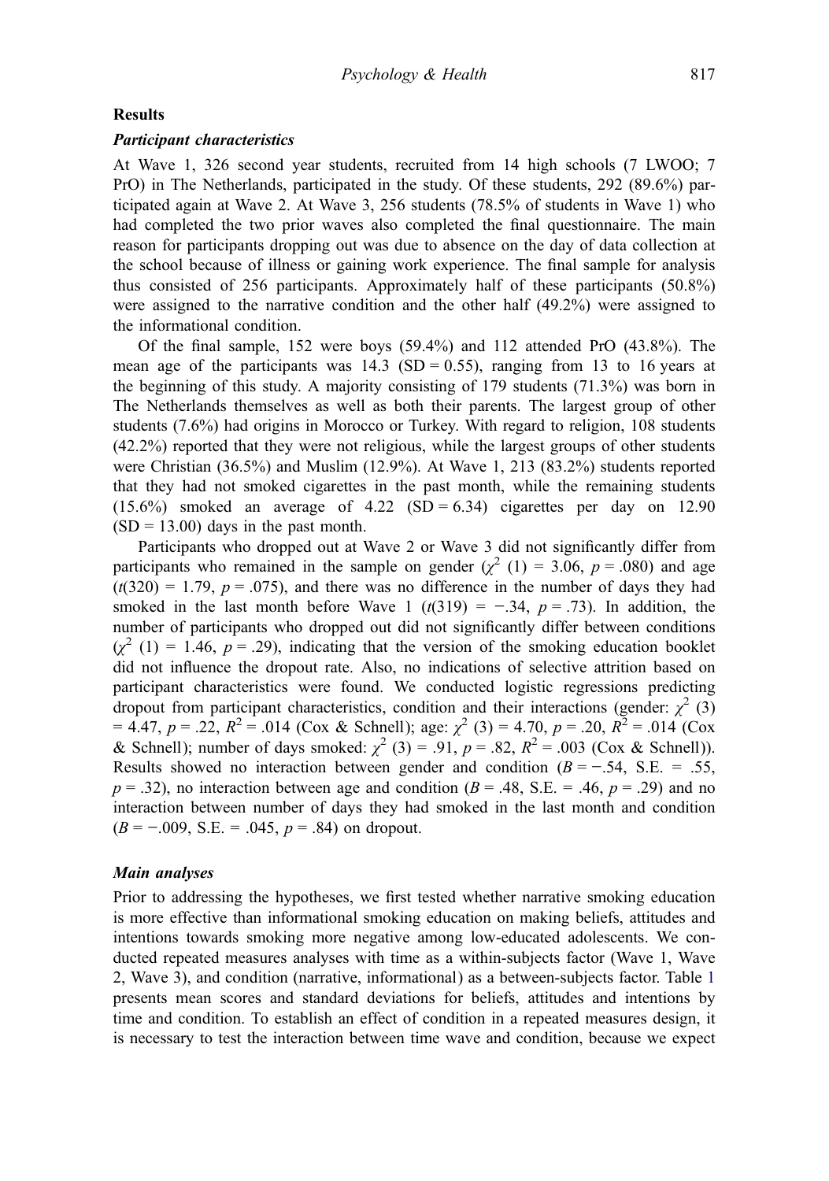## Results

### *Participant characteristics*

At Wave 1, 326 second year students, recruited from 14 high schools (7 LWOO; 7 PrO) in The Netherlands, participated in the study. Of these students, 292 (89.6%) participated again at Wave 2. At Wave 3, 256 students (78.5% of students in Wave 1) who had completed the two prior waves also completed the final questionnaire. The main reason for participants dropping out was due to absence on the day of data collection at the school because of illness or gaining work experience. The final sample for analysis thus consisted of 256 participants. Approximately half of these participants (50.8%) were assigned to the narrative condition and the other half (49.2%) were assigned to the informational condition.

Of the final sample, 152 were boys (59.4%) and 112 attended PrO (43.8%). The mean age of the participants was 14.3 (SD = 0.55), ranging from 13 to 16 years at the beginning of this study. A majority consisting of 179 students (71.3%) was born in The Netherlands themselves as well as both their parents. The largest group of other students (7.6%) had origins in Morocco or Turkey. With regard to religion, 108 students (42.2%) reported that they were not religious, while the largest groups of other students were Christian (36.5%) and Muslim (12.9%). At Wave 1, 213 (83.2%) students reported that they had not smoked cigarettes in the past month, while the remaining students (15.6%) smoked an average of 4.22 (SD = 6.34) cigarettes per day on 12.90 (SD = 13.00) days in the past month.

Participants who dropped out at Wave 2 or Wave 3 did not significantly differ from participants who remained in the sample on gender ($\chi^2$ (1) = 3.06, $p$ = .080) and age ($t$(320) = 1.79, $p$ = .075), and there was no difference in the number of days they had smoked in the last month before Wave 1 ($t$(319) = −.34, $p$ = .73). In addition, the number of participants who dropped out did not significantly differ between conditions ($\chi^2$ (1) = 1.46, $p$ = .29), indicating that the version of the smoking education booklet did not influence the dropout rate. Also, no indications of selective attrition based on participant characteristics were found. We conducted logistic regressions predicting dropout from participant characteristics, condition and their interactions (gender: $\chi^2$ (3) = 4.47, $p$ = .22, $R^2$ = .014 (Cox & Schnell); age: $\chi^2$ (3) = 4.70, $p$ = .20, $R^2$ = .014 (Cox & Schnell); number of days smoked: $\chi^2$ (3) = .91, $p$ = .82, $R^2$ = .003 (Cox & Schnell)). Results showed no interaction between gender and condition ($B$ = −.54, S.E. = .55, $p$ = .32), no interaction between age and condition ($B$ = .48, S.E. = .46, $p$ = .29) and no interaction between number of days they had smoked in the last month and condition ($B$ = −.009, S.E. = .045, $p$ = .84) on dropout.

### *Main analyses*

Prior to addressing the hypotheses, we first tested whether narrative smoking education is more effective than informational smoking education on making beliefs, attitudes and intentions towards smoking more negative among low-educated adolescents. We conducted repeated measures analyses with time as a within-subjects factor (Wave 1, Wave 2, Wave 3), and condition (narrative, informational) as a between-subjects factor. Table 1 presents mean scores and standard deviations for beliefs, attitudes and intentions by time and condition. To establish an effect of condition in a repeated measures design, it is necessary to test the interaction between time wave and condition, because we expect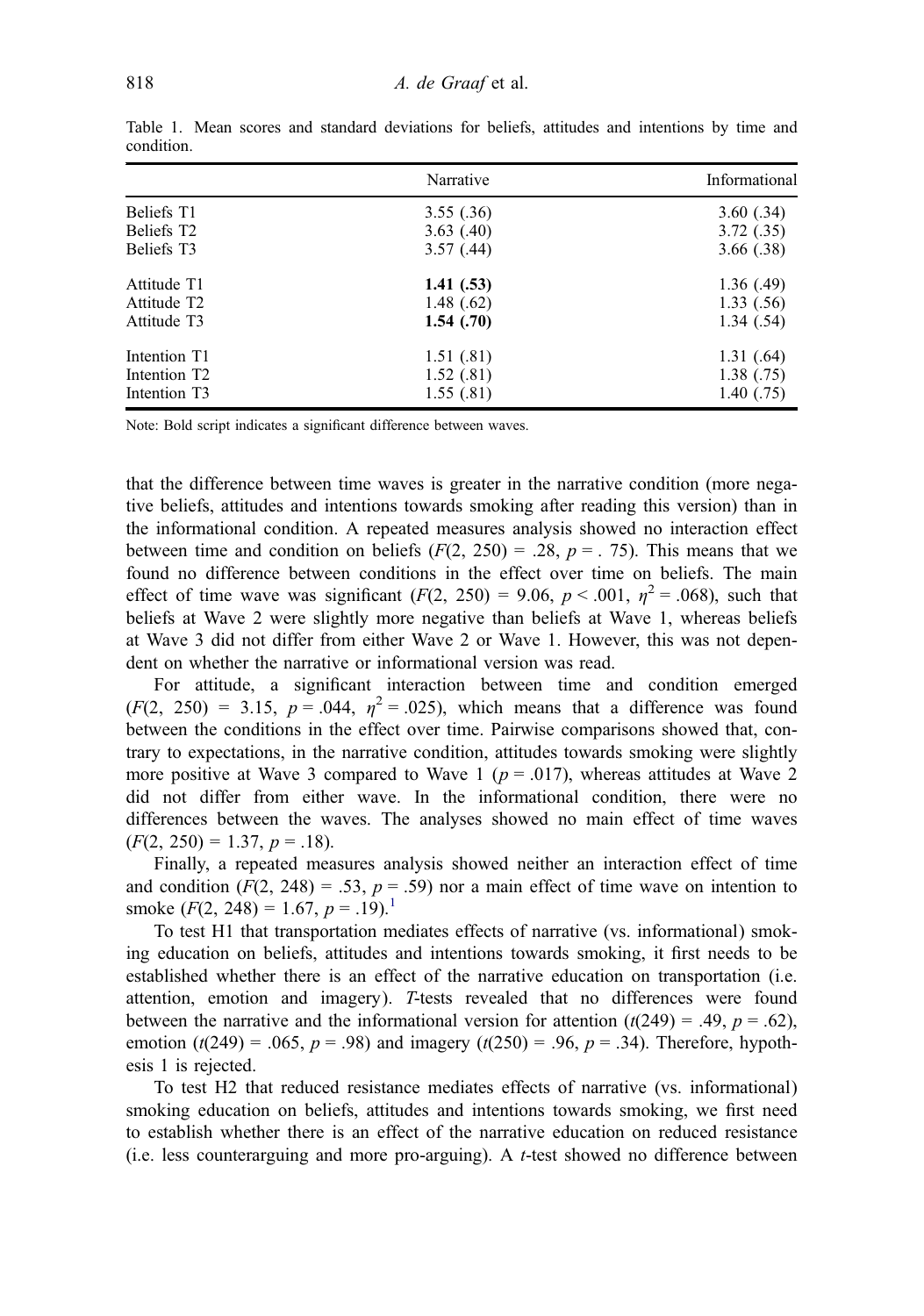Table 1. Mean scores and standard deviations for beliefs, attitudes and intentions by time and condition.

| | Narrative | Informational |
|---|---|---|
| Beliefs T1 | 3.55 (.36) | 3.60 (.34) |
| Beliefs T2 | 3.63 (.40) | 3.72 (.35) |
| Beliefs T3 | 3.57 (.44) | 3.66 (.38) |
| Attitude T1 | **1.41 (.53)** | 1.36 (.49) |
| Attitude T2 | 1.48 (.62) | 1.33 (.56) |
| Attitude T3 | **1.54 (.70)** | 1.34 (.54) |
| Intention T1 | 1.51 (.81) | 1.31 (.64) |
| Intention T2 | 1.52 (.81) | 1.38 (.75) |
| Intention T3 | 1.55 (.81) | 1.40 (.75) |

Note: Bold script indicates a significant difference between waves.

that the difference between time waves is greater in the narrative condition (more negative beliefs, attitudes and intentions towards smoking after reading this version) than in the informational condition. A repeated measures analysis showed no interaction effect between time and condition on beliefs ($F(2, 250) = .28$, $p = .75$). This means that we found no difference between conditions in the effect over time on beliefs. The main effect of time wave was significant ($F(2, 250) = 9.06$, $p < .001$, $\eta^2 = .068$), such that beliefs at Wave 2 were slightly more negative than beliefs at Wave 1, whereas beliefs at Wave 3 did not differ from either Wave 2 or Wave 1. However, this was not dependent on whether the narrative or informational version was read.

For attitude, a significant interaction between time and condition emerged ($F(2, 250) = 3.15$, $p = .044$, $\eta^2 = .025$), which means that a difference was found between the conditions in the effect over time. Pairwise comparisons showed that, contrary to expectations, in the narrative condition, attitudes towards smoking were slightly more positive at Wave 3 compared to Wave 1 ($p = .017$), whereas attitudes at Wave 2 did not differ from either wave. In the informational condition, there were no differences between the waves. The analyses showed no main effect of time waves ($F(2, 250) = 1.37$, $p = .18$).

Finally, a repeated measures analysis showed neither an interaction effect of time and condition ($F(2, 248) = .53$, $p = .59$) nor a main effect of time wave on intention to smoke ($F(2, 248) = 1.67$, $p = .19$).[1]

To test H1 that transportation mediates effects of narrative (vs. informational) smoking education on beliefs, attitudes and intentions towards smoking, it first needs to be established whether there is an effect of the narrative education on transportation (i.e. attention, emotion and imagery). *T*-tests revealed that no differences were found between the narrative and the informational version for attention ($t(249) = .49$, $p = .62$), emotion ($t(249) = .065$, $p = .98$) and imagery ($t(250) = .96$, $p = .34$). Therefore, hypothesis 1 is rejected.

To test H2 that reduced resistance mediates effects of narrative (vs. informational) smoking education on beliefs, attitudes and intentions towards smoking, we first need to establish whether there is an effect of the narrative education on reduced resistance (i.e. less counterarguing and more pro-arguing). A *t*-test showed no difference between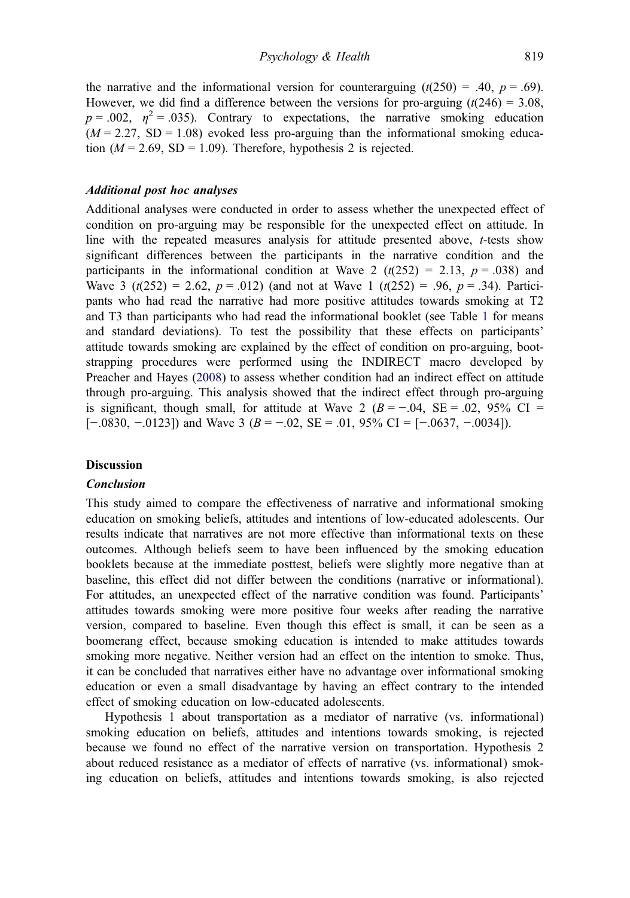the narrative and the informational version for counterarguing ($t(250) = .40$, $p = .69$). However, we did find a difference between the versions for pro-arguing ($t(246) = 3.08$, $p = .002$, $\eta^2 = .035$). Contrary to expectations, the narrative smoking education ($M = 2.27$, SD = 1.08) evoked less pro-arguing than the informational smoking education ($M = 2.69$, SD = 1.09). Therefore, hypothesis 2 is rejected.

### *Additional post hoc analyses*

Additional analyses were conducted in order to assess whether the unexpected effect of condition on pro-arguing may be responsible for the unexpected effect on attitude. In line with the repeated measures analysis for attitude presented above, *t*-tests show significant differences between the participants in the narrative condition and the participants in the informational condition at Wave 2 ($t(252) = 2.13$, $p = .038$) and Wave 3 ($t(252) = 2.62$, $p = .012$) (and not at Wave 1 ($t(252) = .96$, $p = .34$). Participants who had read the narrative had more positive attitudes towards smoking at T2 and T3 than participants who had read the informational booklet (see Table 1 for means and standard deviations). To test the possibility that these effects on participants' attitude towards smoking are explained by the effect of condition on pro-arguing, bootstrapping procedures were performed using the INDIRECT macro developed by Preacher and Hayes (2008) to assess whether condition had an indirect effect on attitude through pro-arguing. This analysis showed that the indirect effect through pro-arguing is significant, though small, for attitude at Wave 2 ($B = -.04$, SE = .02, 95% CI = [−.0830, −.0123]) and Wave 3 ($B = -.02$, SE = .01, 95% CI = [−.0637, −.0034]).

## Discussion

### *Conclusion*

This study aimed to compare the effectiveness of narrative and informational smoking education on smoking beliefs, attitudes and intentions of low-educated adolescents. Our results indicate that narratives are not more effective than informational texts on these outcomes. Although beliefs seem to have been influenced by the smoking education booklets because at the immediate posttest, beliefs were slightly more negative than at baseline, this effect did not differ between the conditions (narrative or informational). For attitudes, an unexpected effect of the narrative condition was found. Participants' attitudes towards smoking were more positive four weeks after reading the narrative version, compared to baseline. Even though this effect is small, it can be seen as a boomerang effect, because smoking education is intended to make attitudes towards smoking more negative. Neither version had an effect on the intention to smoke. Thus, it can be concluded that narratives either have no advantage over informational smoking education or even a small disadvantage by having an effect contrary to the intended effect of smoking education on low-educated adolescents.

Hypothesis 1 about transportation as a mediator of narrative (vs. informational) smoking education on beliefs, attitudes and intentions towards smoking, is rejected because we found no effect of the narrative version on transportation. Hypothesis 2 about reduced resistance as a mediator of effects of narrative (vs. informational) smoking education on beliefs, attitudes and intentions towards smoking, is also rejected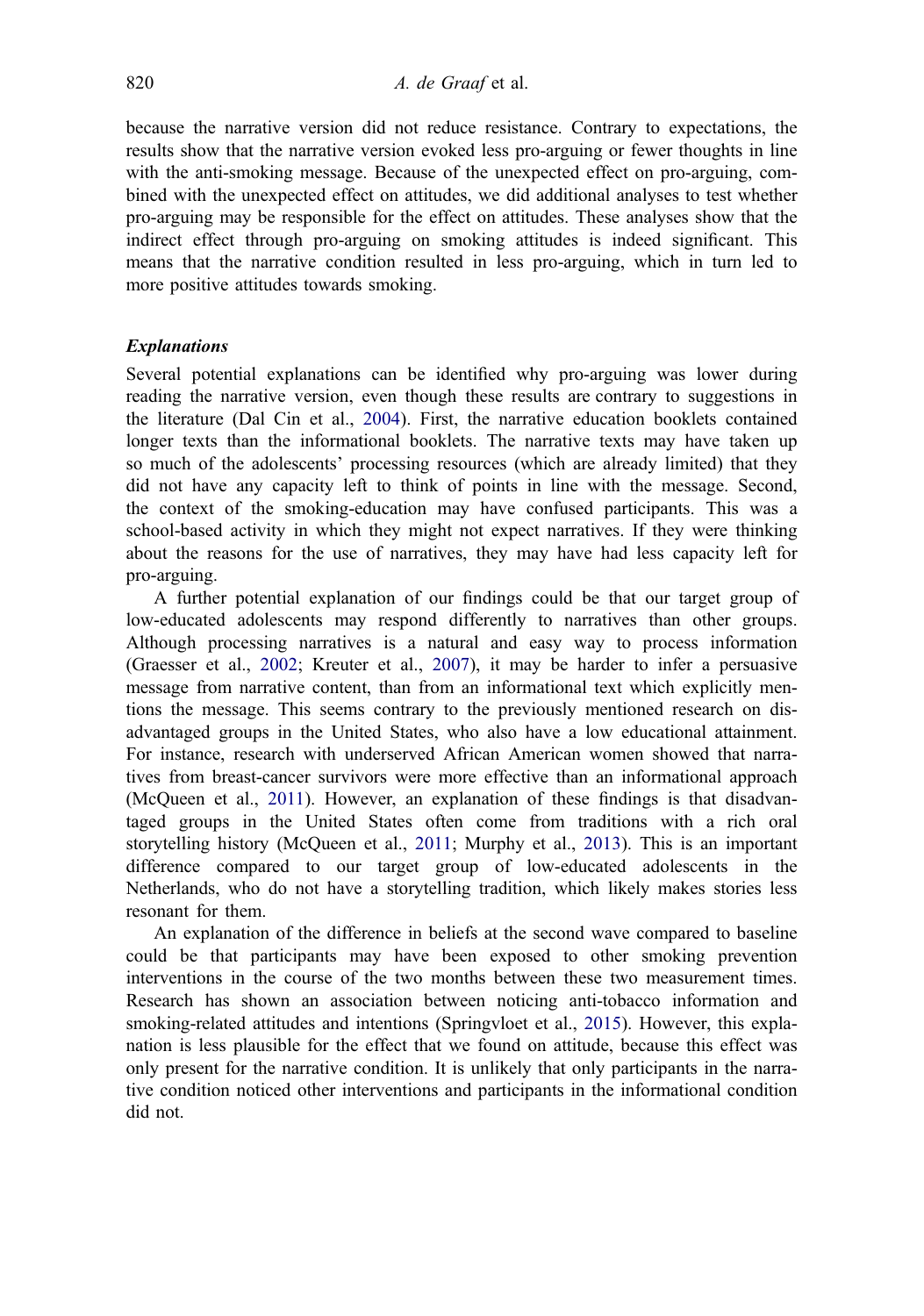because the narrative version did not reduce resistance. Contrary to expectations, the results show that the narrative version evoked less pro-arguing or fewer thoughts in line with the anti-smoking message. Because of the unexpected effect on pro-arguing, combined with the unexpected effect on attitudes, we did additional analyses to test whether pro-arguing may be responsible for the effect on attitudes. These analyses show that the indirect effect through pro-arguing on smoking attitudes is indeed significant. This means that the narrative condition resulted in less pro-arguing, which in turn led to more positive attitudes towards smoking.

### *Explanations*

Several potential explanations can be identified why pro-arguing was lower during reading the narrative version, even though these results are contrary to suggestions in the literature (Dal Cin et al., 2004). First, the narrative education booklets contained longer texts than the informational booklets. The narrative texts may have taken up so much of the adolescents' processing resources (which are already limited) that they did not have any capacity left to think of points in line with the message. Second, the context of the smoking-education may have confused participants. This was a school-based activity in which they might not expect narratives. If they were thinking about the reasons for the use of narratives, they may have had less capacity left for pro-arguing.

A further potential explanation of our findings could be that our target group of low-educated adolescents may respond differently to narratives than other groups. Although processing narratives is a natural and easy way to process information (Graesser et al., 2002; Kreuter et al., 2007), it may be harder to infer a persuasive message from narrative content, than from an informational text which explicitly mentions the message. This seems contrary to the previously mentioned research on disadvantaged groups in the United States, who also have a low educational attainment. For instance, research with underserved African American women showed that narratives from breast-cancer survivors were more effective than an informational approach (McQueen et al., 2011). However, an explanation of these findings is that disadvantaged groups in the United States often come from traditions with a rich oral storytelling history (McQueen et al., 2011; Murphy et al., 2013). This is an important difference compared to our target group of low-educated adolescents in the Netherlands, who do not have a storytelling tradition, which likely makes stories less resonant for them.

An explanation of the difference in beliefs at the second wave compared to baseline could be that participants may have been exposed to other smoking prevention interventions in the course of the two months between these two measurement times. Research has shown an association between noticing anti-tobacco information and smoking-related attitudes and intentions (Springvloet et al., 2015). However, this explanation is less plausible for the effect that we found on attitude, because this effect was only present for the narrative condition. It is unlikely that only participants in the narrative condition noticed other interventions and participants in the informational condition did not.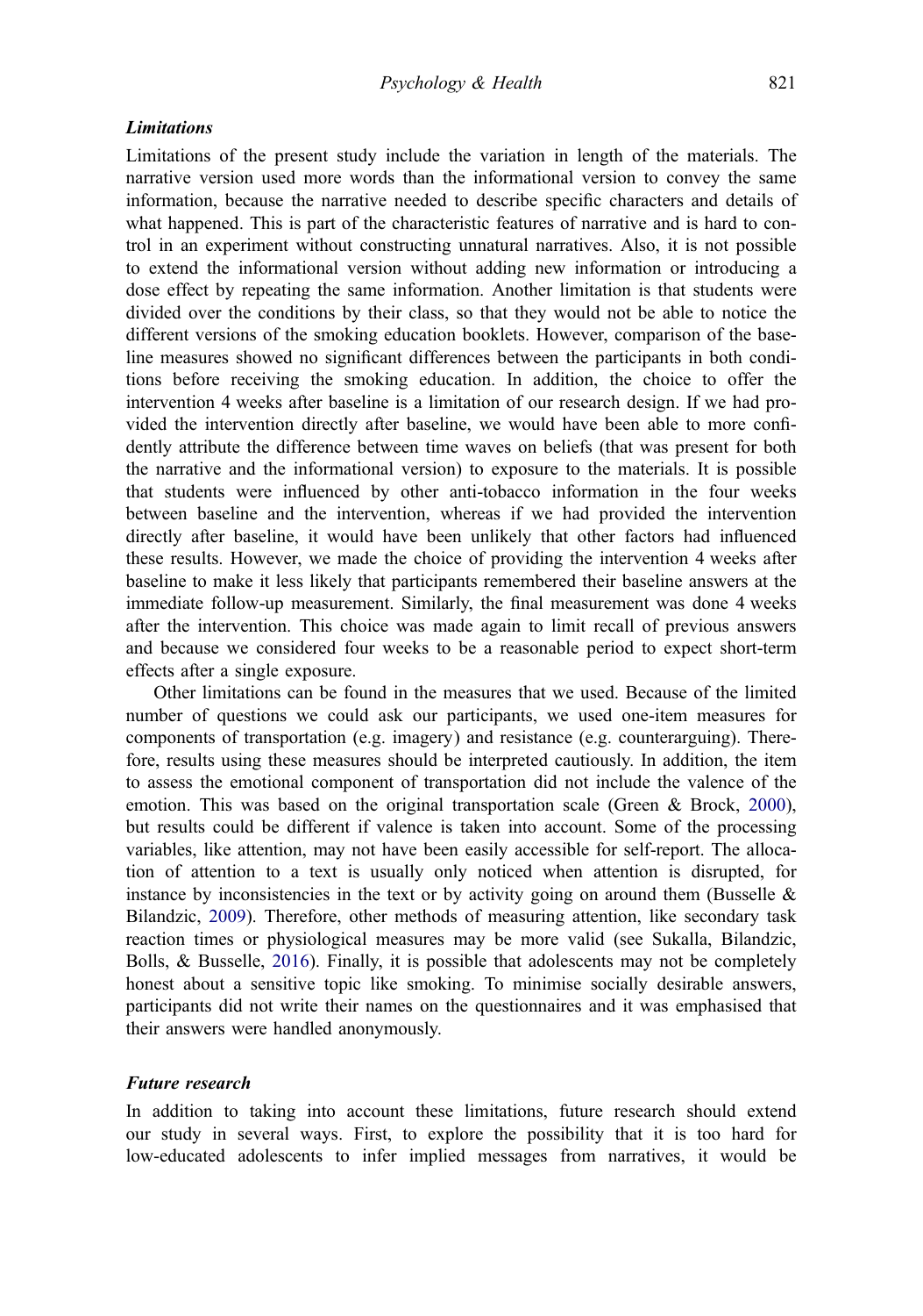### *Limitations*

Limitations of the present study include the variation in length of the materials. The narrative version used more words than the informational version to convey the same information, because the narrative needed to describe specific characters and details of what happened. This is part of the characteristic features of narrative and is hard to control in an experiment without constructing unnatural narratives. Also, it is not possible to extend the informational version without adding new information or introducing a dose effect by repeating the same information. Another limitation is that students were divided over the conditions by their class, so that they would not be able to notice the different versions of the smoking education booklets. However, comparison of the baseline measures showed no significant differences between the participants in both conditions before receiving the smoking education. In addition, the choice to offer the intervention 4 weeks after baseline is a limitation of our research design. If we had provided the intervention directly after baseline, we would have been able to more confidently attribute the difference between time waves on beliefs (that was present for both the narrative and the informational version) to exposure to the materials. It is possible that students were influenced by other anti-tobacco information in the four weeks between baseline and the intervention, whereas if we had provided the intervention directly after baseline, it would have been unlikely that other factors had influenced these results. However, we made the choice of providing the intervention 4 weeks after baseline to make it less likely that participants remembered their baseline answers at the immediate follow-up measurement. Similarly, the final measurement was done 4 weeks after the intervention. This choice was made again to limit recall of previous answers and because we considered four weeks to be a reasonable period to expect short-term effects after a single exposure.

Other limitations can be found in the measures that we used. Because of the limited number of questions we could ask our participants, we used one-item measures for components of transportation (e.g. imagery) and resistance (e.g. counterarguing). Therefore, results using these measures should be interpreted cautiously. In addition, the item to assess the emotional component of transportation did not include the valence of the emotion. This was based on the original transportation scale (Green & Brock, 2000), but results could be different if valence is taken into account. Some of the processing variables, like attention, may not have been easily accessible for self-report. The allocation of attention to a text is usually only noticed when attention is disrupted, for instance by inconsistencies in the text or by activity going on around them (Busselle & Bilandzic, 2009). Therefore, other methods of measuring attention, like secondary task reaction times or physiological measures may be more valid (see Sukalla, Bilandzic, Bolls, & Busselle, 2016). Finally, it is possible that adolescents may not be completely honest about a sensitive topic like smoking. To minimise socially desirable answers, participants did not write their names on the questionnaires and it was emphasised that their answers were handled anonymously.

### *Future research*

In addition to taking into account these limitations, future research should extend our study in several ways. First, to explore the possibility that it is too hard for low-educated adolescents to infer implied messages from narratives, it would be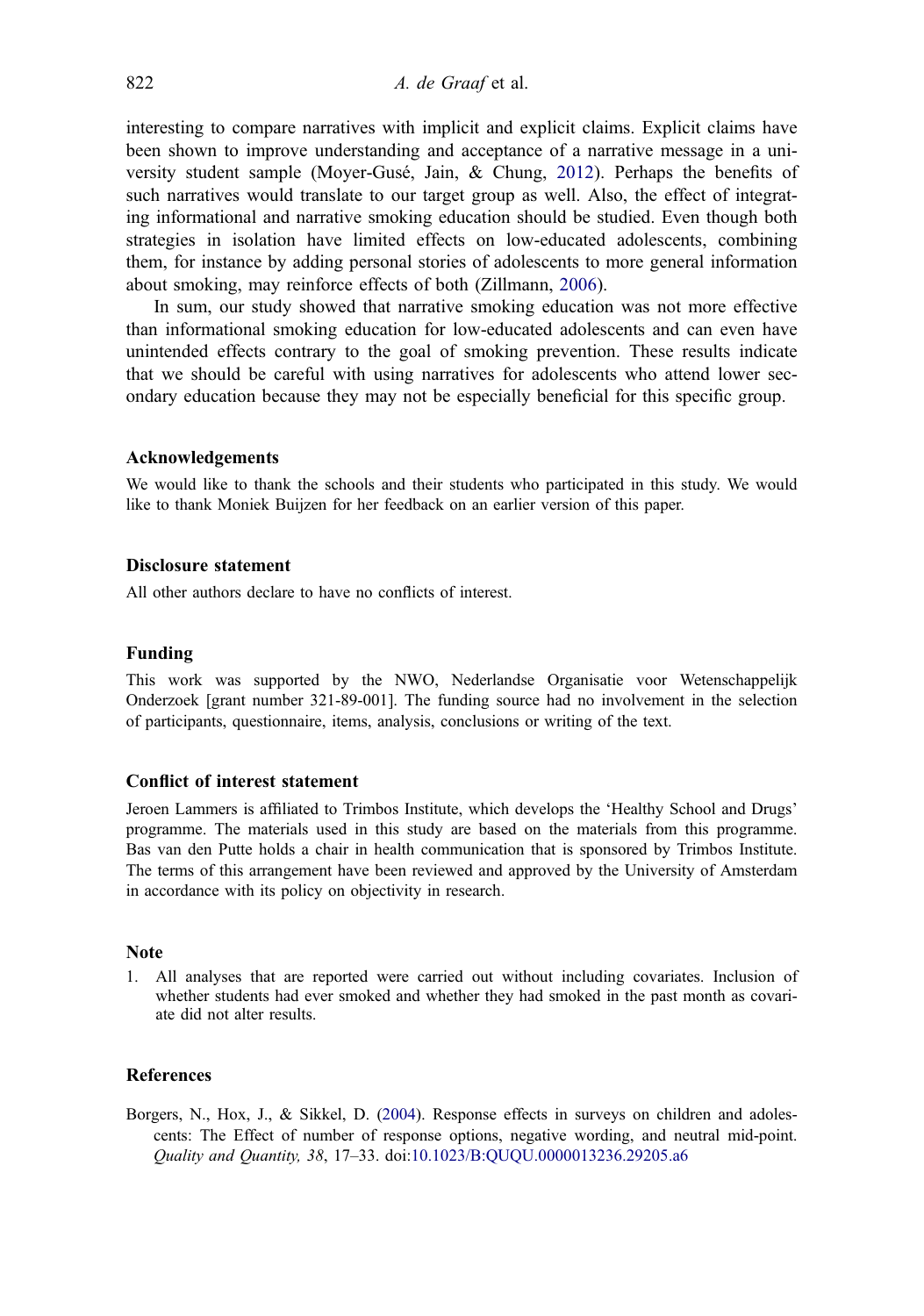interesting to compare narratives with implicit and explicit claims. Explicit claims have been shown to improve understanding and acceptance of a narrative message in a university student sample (Moyer-Gusé, Jain, & Chung, 2012). Perhaps the benefits of such narratives would translate to our target group as well. Also, the effect of integrating informational and narrative smoking education should be studied. Even though both strategies in isolation have limited effects on low-educated adolescents, combining them, for instance by adding personal stories of adolescents to more general information about smoking, may reinforce effects of both (Zillmann, 2006).

In sum, our study showed that narrative smoking education was not more effective than informational smoking education for low-educated adolescents and can even have unintended effects contrary to the goal of smoking prevention. These results indicate that we should be careful with using narratives for adolescents who attend lower secondary education because they may not be especially beneficial for this specific group.

## Acknowledgements

We would like to thank the schools and their students who participated in this study. We would like to thank Moniek Buijzen for her feedback on an earlier version of this paper.

## Disclosure statement

All other authors declare to have no conflicts of interest.

## Funding

This work was supported by the NWO, Nederlandse Organisatie voor Wetenschappelijk Onderzoek [grant number 321-89-001]. The funding source had no involvement in the selection of participants, questionnaire, items, analysis, conclusions or writing of the text.

## Conflict of interest statement

Jeroen Lammers is affiliated to Trimbos Institute, which develops the 'Healthy School and Drugs' programme. The materials used in this study are based on the materials from this programme. Bas van den Putte holds a chair in health communication that is sponsored by Trimbos Institute. The terms of this arrangement have been reviewed and approved by the University of Amsterdam in accordance with its policy on objectivity in research.

## Note

1. All analyses that are reported were carried out without including covariates. Inclusion of whether students had ever smoked and whether they had smoked in the past month as covariate did not alter results.

## References

Borgers, N., Hox, J., & Sikkel, D. (2004). Response effects in surveys on children and adolescents: The Effect of number of response options, negative wording, and neutral mid-point. *Quality and Quantity, 38*, 17–33. doi:10.1023/B:QUQU.0000013236.29205.a6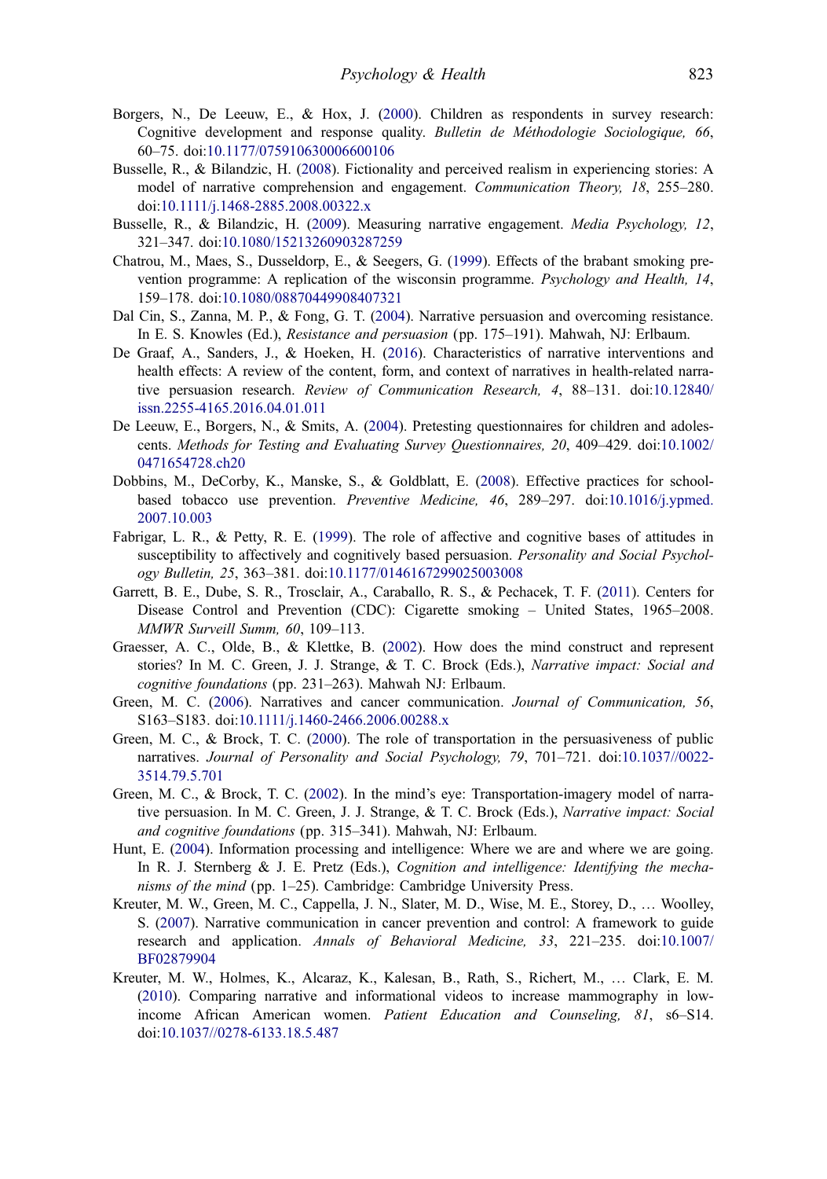Borgers, N., De Leeuw, E., & Hox, J. (2000). Children as respondents in survey research: Cognitive development and response quality. *Bulletin de Méthodologie Sociologique, 66*, 60–75. doi:10.1177/075910630006600106

Busselle, R., & Bilandzic, H. (2008). Fictionality and perceived realism in experiencing stories: A model of narrative comprehension and engagement. *Communication Theory, 18*, 255–280. doi:10.1111/j.1468-2885.2008.00322.x

Busselle, R., & Bilandzic, H. (2009). Measuring narrative engagement. *Media Psychology, 12*, 321–347. doi:10.1080/15213260903287259

Chatrou, M., Maes, S., Dusseldorp, E., & Seegers, G. (1999). Effects of the brabant smoking prevention programme: A replication of the wisconsin programme. *Psychology and Health, 14*, 159–178. doi:10.1080/08870449908407321

Dal Cin, S., Zanna, M. P., & Fong, G. T. (2004). Narrative persuasion and overcoming resistance. In E. S. Knowles (Ed.), *Resistance and persuasion* (pp. 175–191). Mahwah, NJ: Erlbaum.

De Graaf, A., Sanders, J., & Hoeken, H. (2016). Characteristics of narrative interventions and health effects: A review of the content, form, and context of narratives in health-related narrative persuasion research. *Review of Communication Research, 4*, 88–131. doi:10.12840/issn.2255-4165.2016.04.01.011

De Leeuw, E., Borgers, N., & Smits, A. (2004). Pretesting questionnaires for children and adolescents. *Methods for Testing and Evaluating Survey Questionnaires, 20*, 409–429. doi:10.1002/0471654728.ch20

Dobbins, M., DeCorby, K., Manske, S., & Goldblatt, E. (2008). Effective practices for school-based tobacco use prevention. *Preventive Medicine, 46*, 289–297. doi:10.1016/j.ypmed.2007.10.003

Fabrigar, L. R., & Petty, R. E. (1999). The role of affective and cognitive bases of attitudes in susceptibility to affectively and cognitively based persuasion. *Personality and Social Psychology Bulletin, 25*, 363–381. doi:10.1177/0146167299025003008

Garrett, B. E., Dube, S. R., Trosclair, A., Caraballo, R. S., & Pechacek, T. F. (2011). Centers for Disease Control and Prevention (CDC): Cigarette smoking – United States, 1965–2008. *MMWR Surveill Summ, 60*, 109–113.

Graesser, A. C., Olde, B., & Klettke, B. (2002). How does the mind construct and represent stories? In M. C. Green, J. J. Strange, & T. C. Brock (Eds.), *Narrative impact: Social and cognitive foundations* (pp. 231–263). Mahwah NJ: Erlbaum.

Green, M. C. (2006). Narratives and cancer communication. *Journal of Communication, 56*, S163–S183. doi:10.1111/j.1460-2466.2006.00288.x

Green, M. C., & Brock, T. C. (2000). The role of transportation in the persuasiveness of public narratives. *Journal of Personality and Social Psychology, 79*, 701–721. doi:10.1037//0022-3514.79.5.701

Green, M. C., & Brock, T. C. (2002). In the mind's eye: Transportation-imagery model of narrative persuasion. In M. C. Green, J. J. Strange, & T. C. Brock (Eds.), *Narrative impact: Social and cognitive foundations* (pp. 315–341). Mahwah, NJ: Erlbaum.

Hunt, E. (2004). Information processing and intelligence: Where we are and where we are going. In R. J. Sternberg & J. E. Pretz (Eds.), *Cognition and intelligence: Identifying the mechanisms of the mind* (pp. 1–25). Cambridge: Cambridge University Press.

Kreuter, M. W., Green, M. C., Cappella, J. N., Slater, M. D., Wise, M. E., Storey, D., … Woolley, S. (2007). Narrative communication in cancer prevention and control: A framework to guide research and application. *Annals of Behavioral Medicine, 33*, 221–235. doi:10.1007/BF02879904

Kreuter, M. W., Holmes, K., Alcaraz, K., Kalesan, B., Rath, S., Richert, M., … Clark, E. M. (2010). Comparing narrative and informational videos to increase mammography in low-income African American women. *Patient Education and Counseling, 81*, s6–S14. doi:10.1037//0278-6133.18.5.487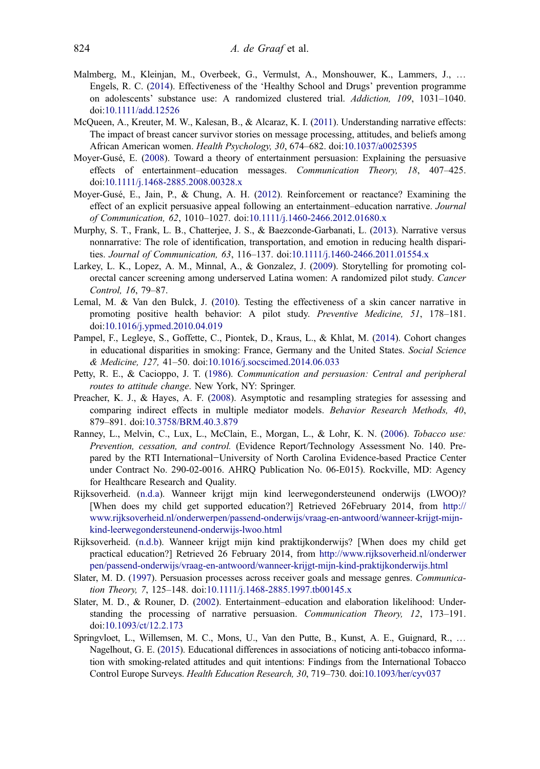Malmberg, M., Kleinjan, M., Overbeek, G., Vermulst, A., Monshouwer, K., Lammers, J., … Engels, R. C. (2014). Effectiveness of the 'Healthy School and Drugs' prevention programme on adolescents' substance use: A randomized clustered trial. *Addiction, 109*, 1031–1040. doi:10.1111/add.12526

McQueen, A., Kreuter, M. W., Kalesan, B., & Alcaraz, K. I. (2011). Understanding narrative effects: The impact of breast cancer survivor stories on message processing, attitudes, and beliefs among African American women. *Health Psychology, 30*, 674–682. doi:10.1037/a0025395

Moyer-Gusé, E. (2008). Toward a theory of entertainment persuasion: Explaining the persuasive effects of entertainment–education messages. *Communication Theory, 18*, 407–425. doi:10.1111/j.1468-2885.2008.00328.x

Moyer-Gusé, E., Jain, P., & Chung, A. H. (2012). Reinforcement or reactance? Examining the effect of an explicit persuasive appeal following an entertainment–education narrative. *Journal of Communication, 62*, 1010–1027. doi:10.1111/j.1460-2466.2012.01680.x

Murphy, S. T., Frank, L. B., Chatterjee, J. S., & Baezconde-Garbanati, L. (2013). Narrative versus nonnarrative: The role of identification, transportation, and emotion in reducing health disparities. *Journal of Communication, 63*, 116–137. doi:10.1111/j.1460-2466.2011.01554.x

Larkey, L. K., Lopez, A. M., Minnal, A., & Gonzalez, J. (2009). Storytelling for promoting colorectal cancer screening among underserved Latina women: A randomized pilot study. *Cancer Control, 16*, 79–87.

Lemal, M. & Van den Bulck, J. (2010). Testing the effectiveness of a skin cancer narrative in promoting positive health behavior: A pilot study. *Preventive Medicine, 51*, 178–181. doi:10.1016/j.ypmed.2010.04.019

Pampel, F., Legleye, S., Goffette, C., Piontek, D., Kraus, L., & Khlat, M. (2014). Cohort changes in educational disparities in smoking: France, Germany and the United States. *Social Science & Medicine, 127,* 41–50. doi:10.1016/j.socscimed.2014.06.033

Petty, R. E., & Cacioppo, J. T. (1986). *Communication and persuasion: Central and peripheral routes to attitude change*. New York, NY: Springer.

Preacher, K. J., & Hayes, A. F. (2008). Asymptotic and resampling strategies for assessing and comparing indirect effects in multiple mediator models. *Behavior Research Methods, 40*, 879–891. doi:10.3758/BRM.40.3.879

Ranney, L., Melvin, C., Lux, L., McClain, E., Morgan, L., & Lohr, K. N. (2006). *Tobacco use: Prevention, cessation, and control.* (Evidence Report/Technology Assessment No. 140. Prepared by the RTI International−University of North Carolina Evidence-based Practice Center under Contract No. 290-02-0016. AHRQ Publication No. 06-E015). Rockville, MD: Agency for Healthcare Research and Quality.

Rijksoverheid. (n.d.a). Wanneer krijgt mijn kind leerwegondersteunend onderwijs (LWOO)? [When does my child get supported education?] Retrieved 26February 2014, from http://www.rijksoverheid.nl/onderwerpen/passend-onderwijs/vraag-en-antwoord/wanneer-krijgt-mijn-kind-leerwegondersteunend-onderwijs-lwoo.html

Rijksoverheid. (n.d.b). Wanneer krijgt mijn kind praktijkonderwijs? [When does my child get practical education?] Retrieved 26 February 2014, from http://www.rijksoverheid.nl/onderwerpen/passend-onderwijs/vraag-en-antwoord/wanneer-krijgt-mijn-kind-praktijkonderwijs.html

Slater, M. D. (1997). Persuasion processes across receiver goals and message genres. *Communication Theory, 7*, 125–148. doi:10.1111/j.1468-2885.1997.tb00145.x

Slater, M. D., & Rouner, D. (2002). Entertainment–education and elaboration likelihood: Understanding the processing of narrative persuasion. *Communication Theory, 12*, 173–191. doi:10.1093/ct/12.2.173

Springvloet, L., Willemsen, M. C., Mons, U., Van den Putte, B., Kunst, A. E., Guignard, R., … Nagelhout, G. E. (2015). Educational differences in associations of noticing anti-tobacco information with smoking-related attitudes and quit intentions: Findings from the International Tobacco Control Europe Surveys. *Health Education Research, 30*, 719–730. doi:10.1093/her/cyv037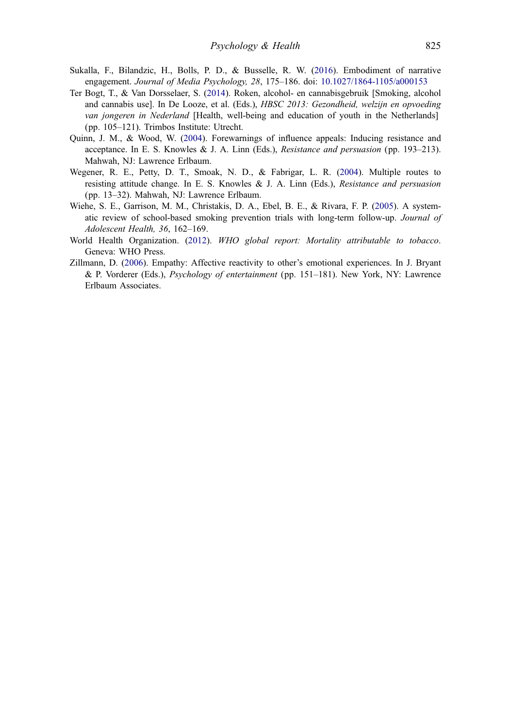Sukalla, F., Bilandzic, H., Bolls, P. D., & Busselle, R. W. (2016). Embodiment of narrative engagement. *Journal of Media Psychology, 28*, 175–186. doi: 10.1027/1864-1105/a000153

Ter Bogt, T., & Van Dorsselaer, S. (2014). Roken, alcohol- en cannabisgebruik [Smoking, alcohol and cannabis use]. In De Looze, et al. (Eds.), *HBSC 2013: Gezondheid, welzijn en opvoeding van jongeren in Nederland* [Health, well-being and education of youth in the Netherlands] (pp. 105–121). Trimbos Institute: Utrecht.

Quinn, J. M., & Wood, W. (2004). Forewarnings of influence appeals: Inducing resistance and acceptance. In E. S. Knowles & J. A. Linn (Eds.), *Resistance and persuasion* (pp. 193–213). Mahwah, NJ: Lawrence Erlbaum.

Wegener, R. E., Petty, D. T., Smoak, N. D., & Fabrigar, L. R. (2004). Multiple routes to resisting attitude change. In E. S. Knowles & J. A. Linn (Eds.), *Resistance and persuasion* (pp. 13–32). Mahwah, NJ: Lawrence Erlbaum.

Wiehe, S. E., Garrison, M. M., Christakis, D. A., Ebel, B. E., & Rivara, F. P. (2005). A systematic review of school-based smoking prevention trials with long-term follow-up. *Journal of Adolescent Health, 36*, 162–169.

World Health Organization. (2012). *WHO global report: Mortality attributable to tobacco*. Geneva: WHO Press.

Zillmann, D. (2006). Empathy: Affective reactivity to other's emotional experiences. In J. Bryant & P. Vorderer (Eds.), *Psychology of entertainment* (pp. 151–181). New York, NY: Lawrence Erlbaum Associates.